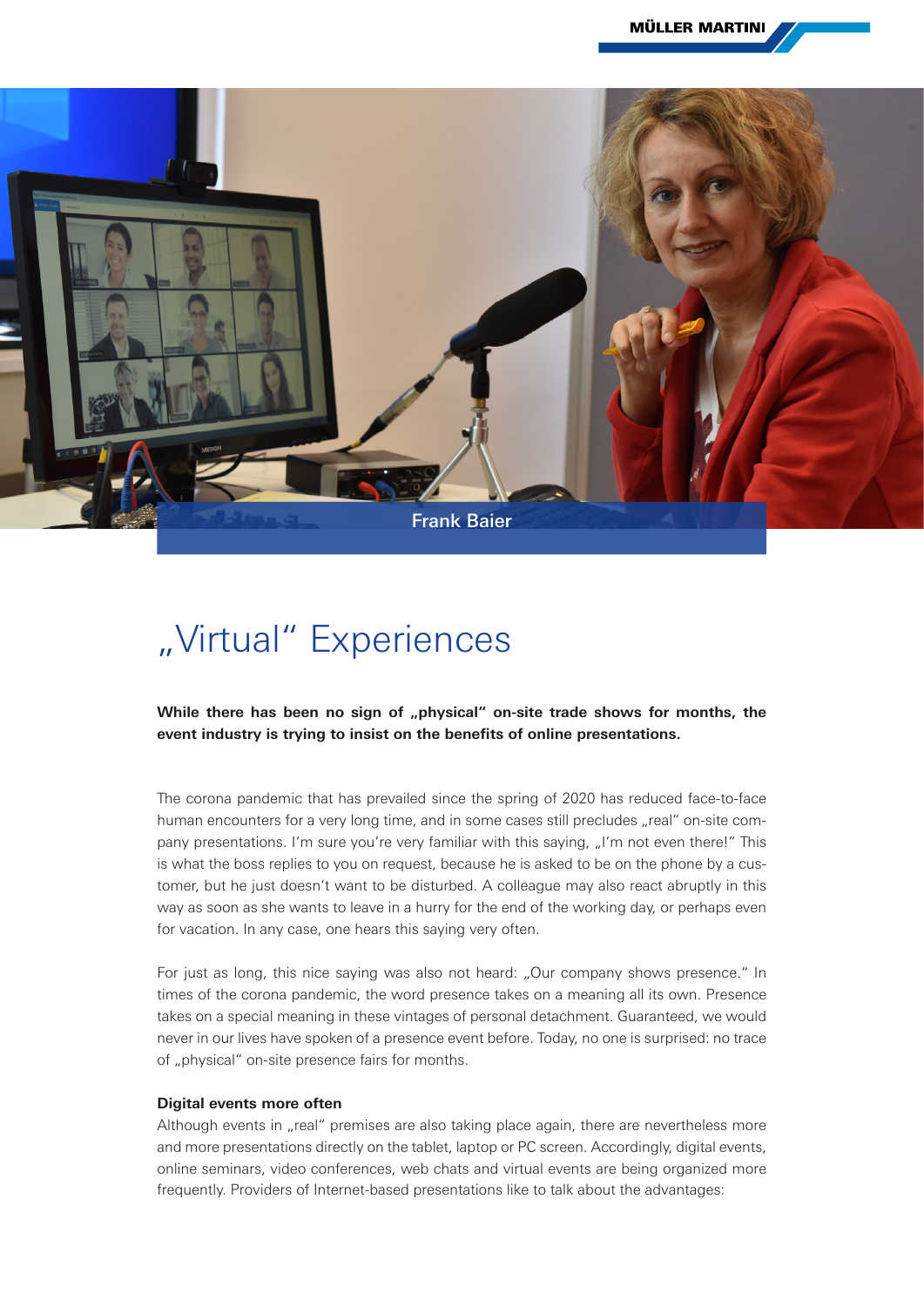Frank Baier

# „Virtual“ Experiences

**While there has been no sign of „physical“ on-site trade shows for months, the event industry is trying to insist on the benefits of online presentations.**

The corona pandemic that has prevailed since the spring of 2020 has reduced face-to-face human encounters for a very long time, and in some cases still precludes „real“ on-site company presentations. I'm sure you're very familiar with this saying, „I'm not even there!“ This is what the boss replies to you on request, because he is asked to be on the phone by a customer, but he just doesn't want to be disturbed. A colleague may also react abruptly in this way as soon as she wants to leave in a hurry for the end of the working day, or perhaps even for vacation. In any case, one hears this saying very often.

For just as long, this nice saying was also not heard: „Our company shows presence.“ In times of the corona pandemic, the word presence takes on a meaning all its own. Presence takes on a special meaning in these vintages of personal detachment. Guaranteed, we would never in our lives have spoken of a presence event before. Today, no one is surprised: no trace of „physical“ on-site presence fairs for months.

### Digital events more often

Although events in „real“ premises are also taking place again, there are nevertheless more and more presentations directly on the tablet, laptop or PC screen. Accordingly, digital events, online seminars, video conferences, web chats and virtual events are being organized more frequently. Providers of Internet-based presentations like to talk about the advantages: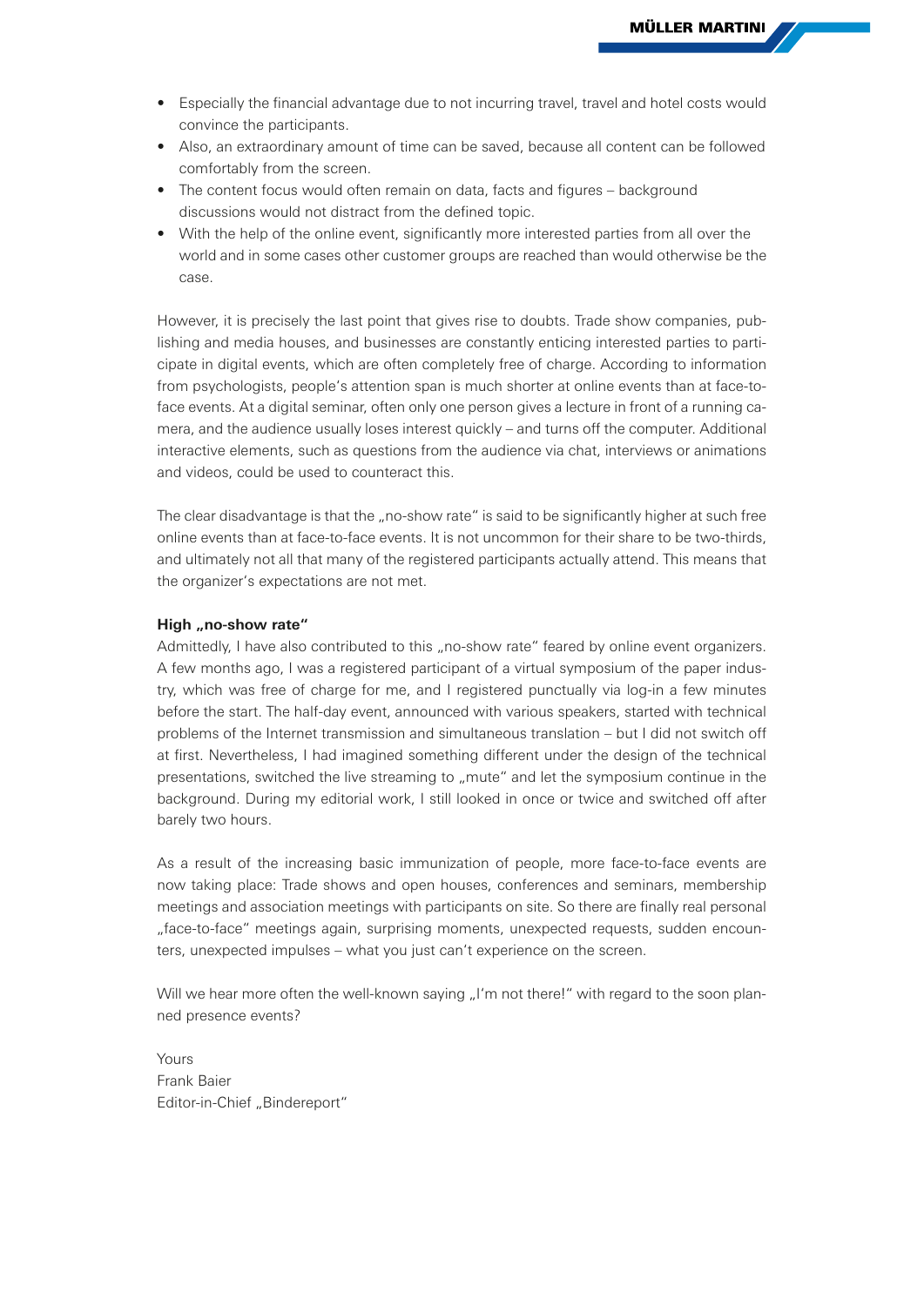- Especially the financial advantage due to not incurring travel, travel and hotel costs would convince the participants.
- Also, an extraordinary amount of time can be saved, because all content can be followed comfortably from the screen.
- The content focus would often remain on data, facts and figures – background discussions would not distract from the defined topic.
- With the help of the online event, significantly more interested parties from all over the world and in some cases other customer groups are reached than would otherwise be the case.

However, it is precisely the last point that gives rise to doubts. Trade show companies, publishing and media houses, and businesses are constantly enticing interested parties to participate in digital events, which are often completely free of charge. According to information from psychologists, people's attention span is much shorter at online events than at face-to-face events. At a digital seminar, often only one person gives a lecture in front of a running camera, and the audience usually loses interest quickly – and turns off the computer. Additional interactive elements, such as questions from the audience via chat, interviews or animations and videos, could be used to counteract this.

The clear disadvantage is that the „no-show rate" is said to be significantly higher at such free online events than at face-to-face events. It is not uncommon for their share to be two-thirds, and ultimately not all that many of the registered participants actually attend. This means that the organizer's expectations are not met.

**High „no-show rate"**

Admittedly, I have also contributed to this „no-show rate" feared by online event organizers. A few months ago, I was a registered participant of a virtual symposium of the paper industry, which was free of charge for me, and I registered punctually via log-in a few minutes before the start. The half-day event, announced with various speakers, started with technical problems of the Internet transmission and simultaneous translation – but I did not switch off at first. Nevertheless, I had imagined something different under the design of the technical presentations, switched the live streaming to „mute" and let the symposium continue in the background. During my editorial work, I still looked in once or twice and switched off after barely two hours.

As a result of the increasing basic immunization of people, more face-to-face events are now taking place: Trade shows and open houses, conferences and seminars, membership meetings and association meetings with participants on site. So there are finally real personal „face-to-face" meetings again, surprising moments, unexpected requests, sudden encounters, unexpected impulses – what you just can't experience on the screen.

Will we hear more often the well-known saying „I'm not there!" with regard to the soon planned presence events?

Yours
Frank Baier
Editor-in-Chief „Bindereport"